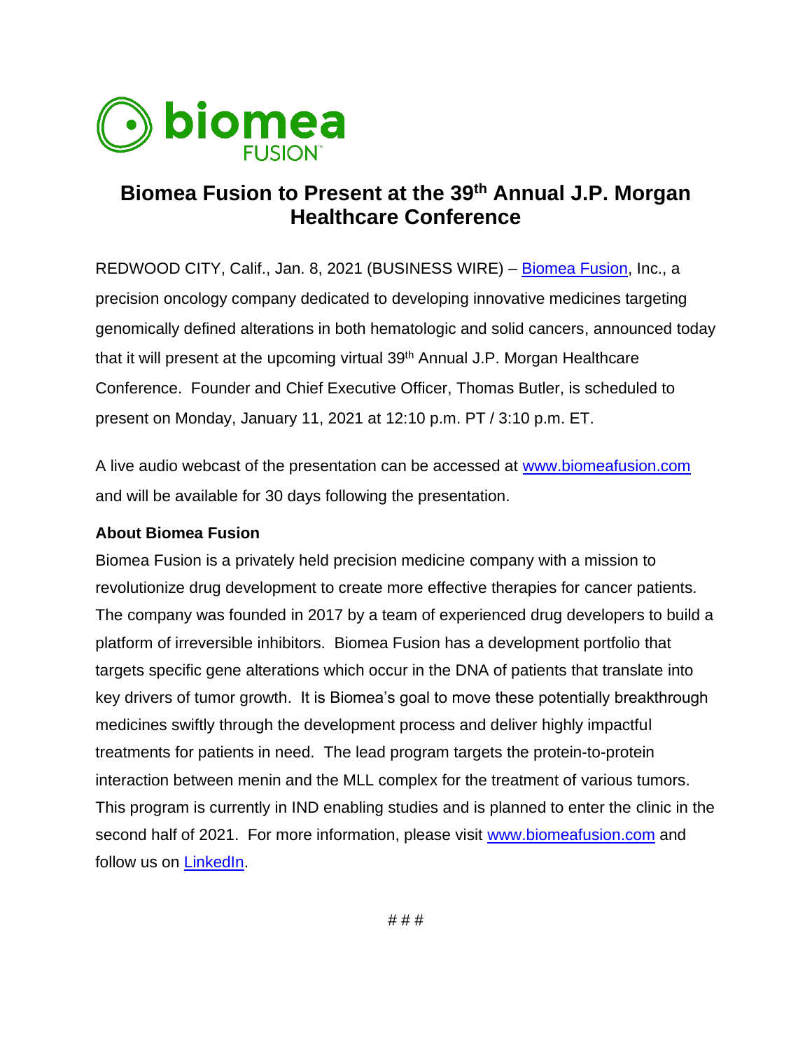# Biomea Fusion to Present at the 39th Annual J.P. Morgan Healthcare Conference

REDWOOD CITY, Calif., Jan. 8, 2021 (BUSINESS WIRE) – Biomea Fusion, Inc., a precision oncology company dedicated to developing innovative medicines targeting genomically defined alterations in both hematologic and solid cancers, announced today that it will present at the upcoming virtual 39th Annual J.P. Morgan Healthcare Conference. Founder and Chief Executive Officer, Thomas Butler, is scheduled to present on Monday, January 11, 2021 at 12:10 p.m. PT / 3:10 p.m. ET.

A live audio webcast of the presentation can be accessed at www.biomeafusion.com and will be available for 30 days following the presentation.

**About Biomea Fusion**

Biomea Fusion is a privately held precision medicine company with a mission to revolutionize drug development to create more effective therapies for cancer patients. The company was founded in 2017 by a team of experienced drug developers to build a platform of irreversible inhibitors. Biomea Fusion has a development portfolio that targets specific gene alterations which occur in the DNA of patients that translate into key drivers of tumor growth. It is Biomea's goal to move these potentially breakthrough medicines swiftly through the development process and deliver highly impactful treatments for patients in need. The lead program targets the protein-to-protein interaction between menin and the MLL complex for the treatment of various tumors. This program is currently in IND enabling studies and is planned to enter the clinic in the second half of 2021. For more information, please visit www.biomeafusion.com and follow us on LinkedIn.

# # #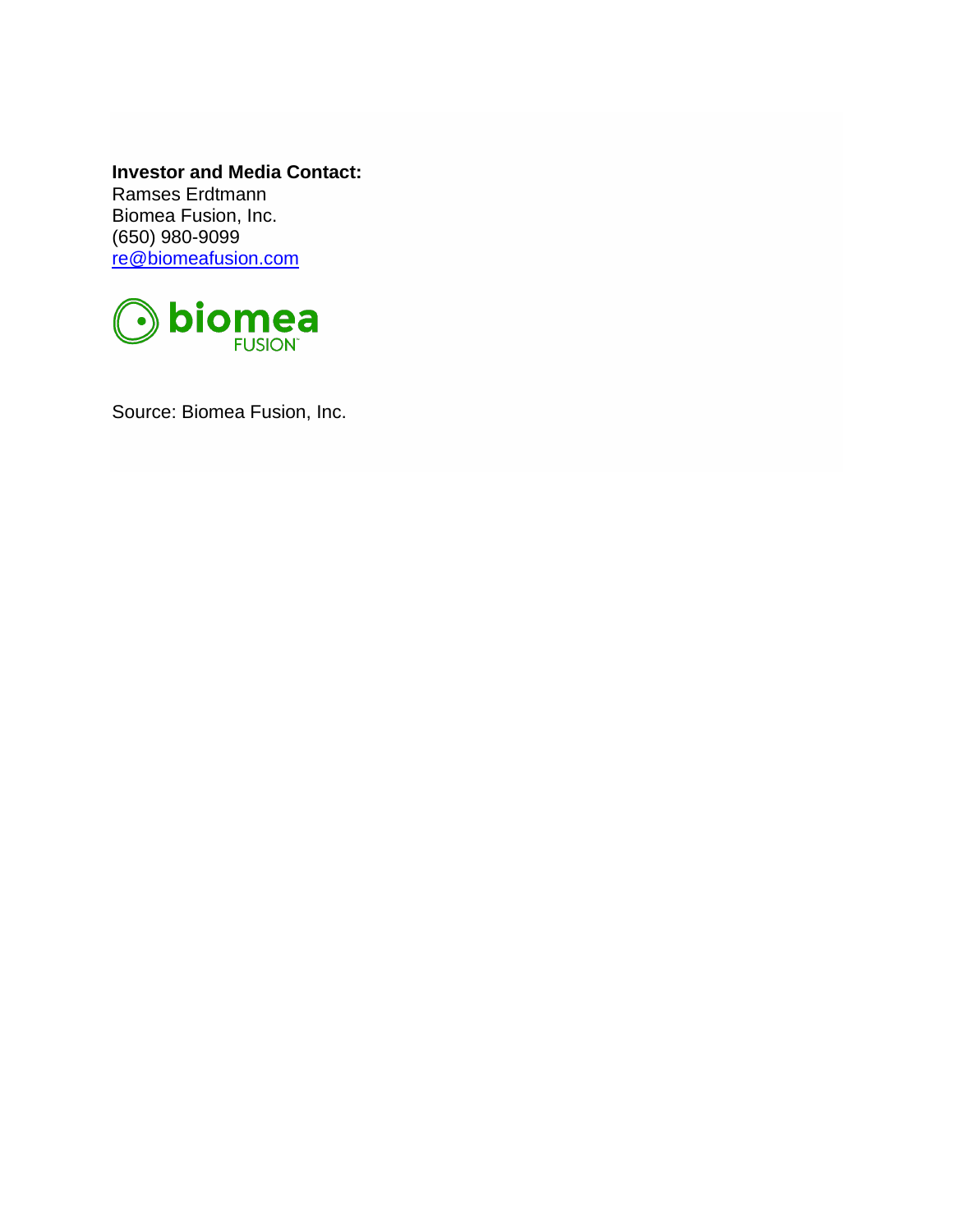**Investor and Media Contact:**
Ramses Erdtmann
Biomea Fusion, Inc.
(650) 980-9099
re@biomeafusion.com

Source: Biomea Fusion, Inc.